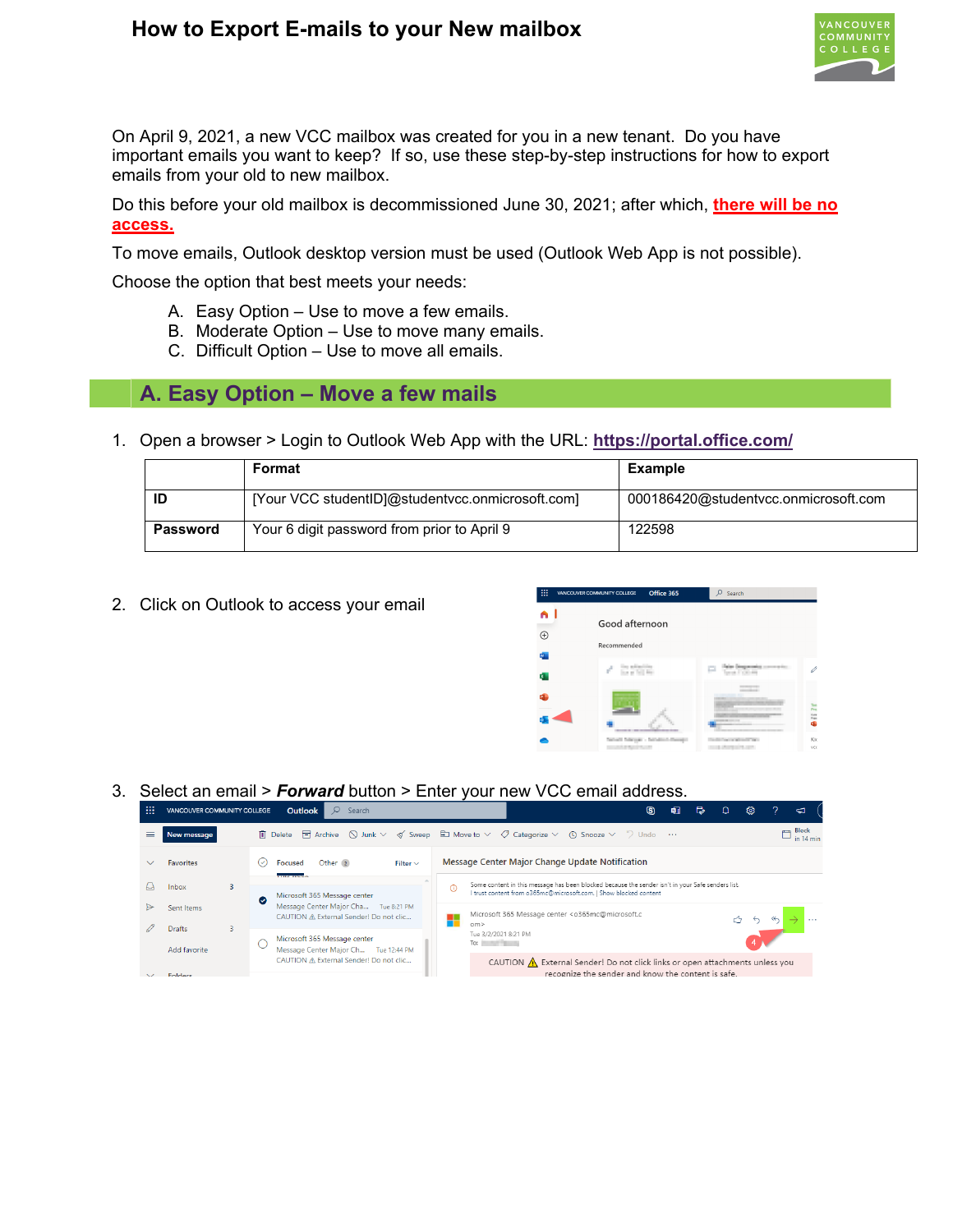# How to Export E-mails to your New mailbox

On April 9, 2021, a new VCC mailbox was created for you in a new tenant. Do you have important emails you want to keep? If so, use these step-by-step instructions for how to export emails from your old to new mailbox.

Do this before your old mailbox is decommissioned June 30, 2021; after which, **there will be no access.**

To move emails, Outlook desktop version must be used (Outlook Web App is not possible).

Choose the option that best meets your needs:

A. Easy Option – Use to move a few emails.
B. Moderate Option – Use to move many emails.
C. Difficult Option – Use to move all emails.

## A. Easy Option – Move a few mails

1. Open a browser > Login to Outlook Web App with the URL: **https://portal.office.com/**

| | Format | Example |
|---|---|---|
| **ID** | [Your VCC studentID]@studentvcc.onmicrosoft.com] | 000186420@studentvcc.onmicrosoft.com |
| **Password** | Your 6 digit password from prior to April 9 | 122598 |

2. Click on Outlook to access your email

3. Select an email > ***Forward*** button > Enter your new VCC email address.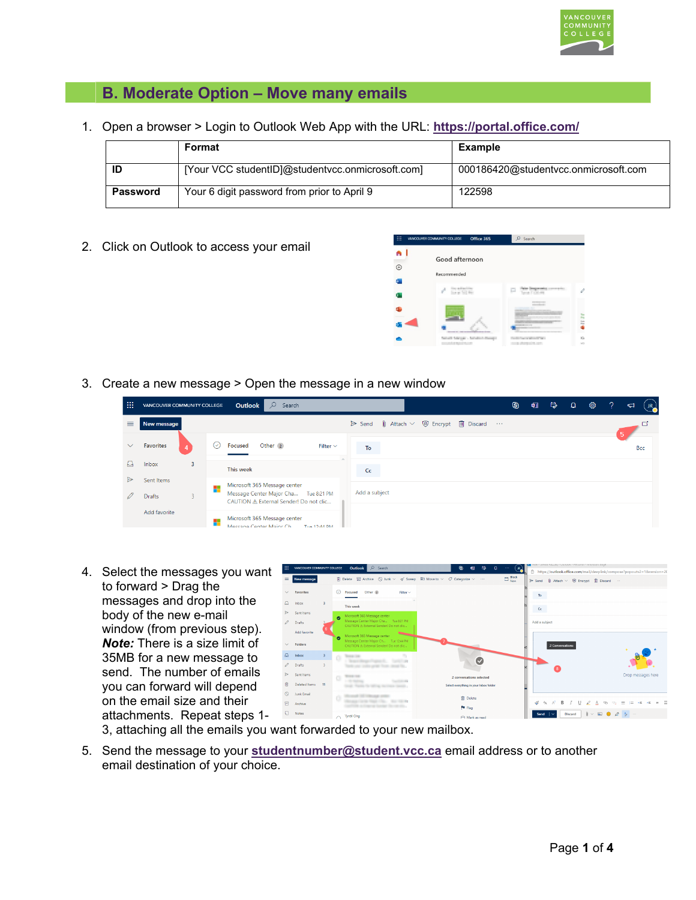## B. Moderate Option – Move many emails

1. Open a browser > Login to Outlook Web App with the URL: **https://portal.office.com/**

| | Format | Example |
|---|---|---|
| **ID** | [Your VCC studentID]@studentvcc.onmicrosoft.com] | 000186420@studentvcc.onmicrosoft.com |
| **Password** | Your 6 digit password from prior to April 9 | 122598 |

2. Click on Outlook to access your email

3. Create a new message > Open the message in a new window

4. Select the messages you want to forward > Drag the messages and drop into the body of the new e-mail window (from previous step). ***Note:*** There is a size limit of 35MB for a new message to send. The number of emails you can forward will depend on the email size and their attachments. Repeat steps 1-3, attaching all the emails you want forwarded to your new mailbox.

5. Send the message to your **studentnumber@student.vcc.ca** email address or to another email destination of your choice.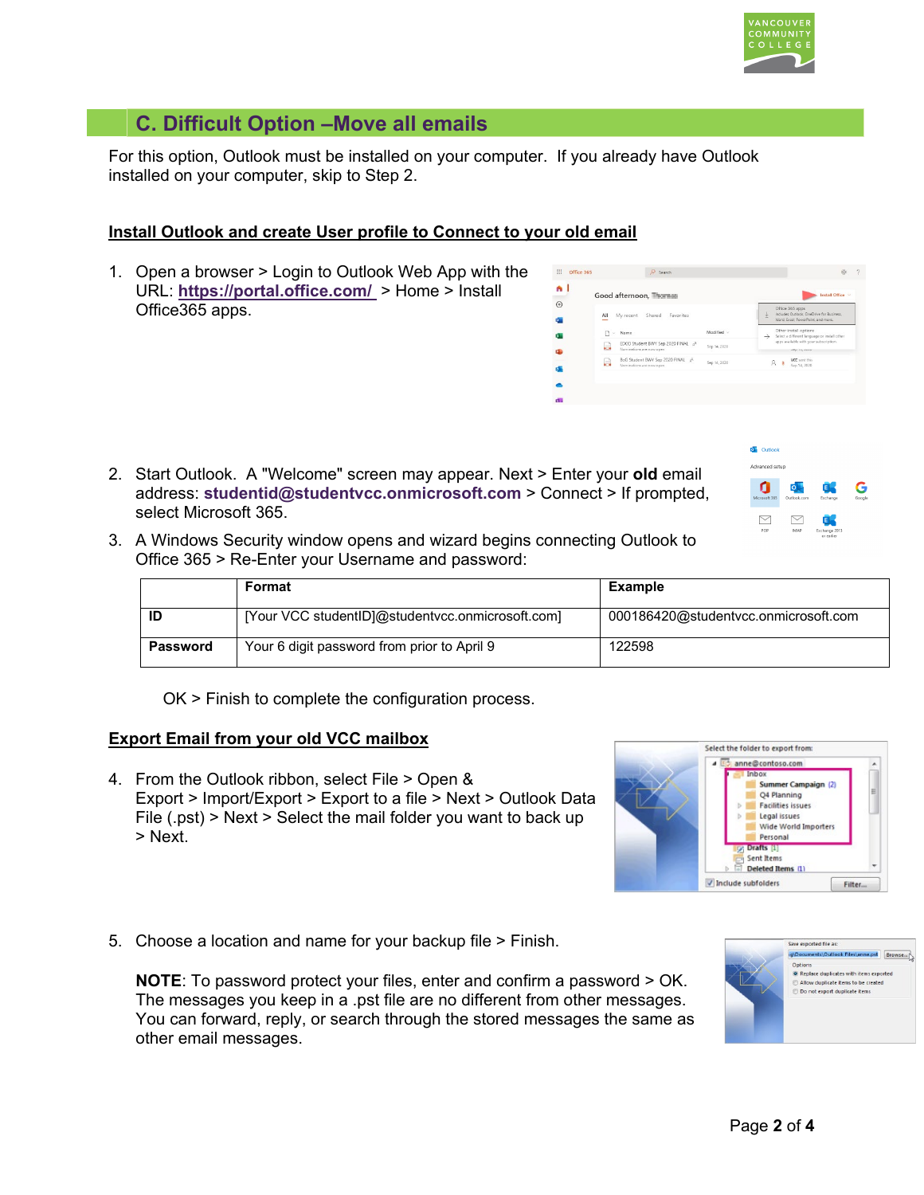## C. Difficult Option –Move all emails

For this option, Outlook must be installed on your computer. If you already have Outlook installed on your computer, skip to Step 2.

**Install Outlook and create User profile to Connect to your old email**

1. Open a browser > Login to Outlook Web App with the URL: **https://portal.office.com/** > Home > Install Office365 apps.

2. Start Outlook. A "Welcome" screen may appear. Next > Enter your **old** email address: **studentid@studentvcc.onmicrosoft.com** > Connect > If prompted, select Microsoft 365.

3. A Windows Security window opens and wizard begins connecting Outlook to Office 365 > Re-Enter your Username and password:

| | **Format** | **Example** |
|---|---|---|
| **ID** | [Your VCC studentID]@studentvcc.onmicrosoft.com] | 000186420@studentvcc.onmicrosoft.com |
| **Password** | Your 6 digit password from prior to April 9 | 122598 |

OK > Finish to complete the configuration process.

**Export Email from your old VCC mailbox**

4. From the Outlook ribbon, select File > Open & Export > Import/Export > Export to a file > Next > Outlook Data File (.pst) > Next > Select the mail folder you want to back up > Next.

5. Choose a location and name for your backup file > Finish.

   **NOTE**: To password protect your files, enter and confirm a password > OK. The messages you keep in a .pst file are no different from other messages. You can forward, reply, or search through the stored messages the same as other email messages.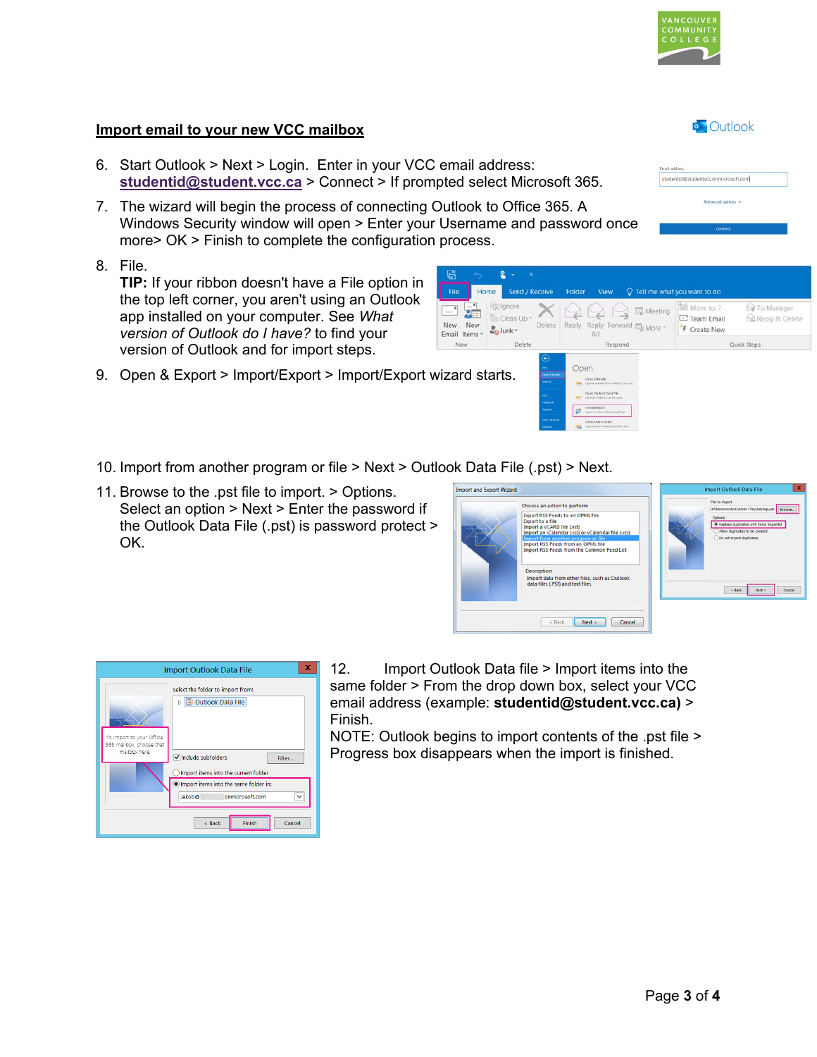## Import email to your new VCC mailbox

6. Start Outlook > Next > Login. Enter in your VCC email address: **studentid@student.vcc.ca** > Connect > If prompted select Microsoft 365.
7. The wizard will begin the process of connecting Outlook to Office 365. A Windows Security window will open > Enter your Username and password once more> OK > Finish to complete the configuration process.
8. File.
   **TIP:** If your ribbon doesn't have a File option in the top left corner, you aren't using an Outlook app installed on your computer. See *What version of Outlook do I have?* to find your version of Outlook and for import steps.
9. Open & Export > Import/Export > Import/Export wizard starts.
10. Import from another program or file > Next > Outlook Data File (.pst) > Next.
11. Browse to the .pst file to import. > Options. Select an option > Next > Enter the password if the Outlook Data File (.pst) is password protect > OK.
12. Import Outlook Data file > Import items into the same folder > From the drop down box, select your VCC email address (example: **studentid@student.vcc.ca)** > Finish.
    NOTE: Outlook begins to import contents of the .pst file > Progress box disappears when the import is finished.